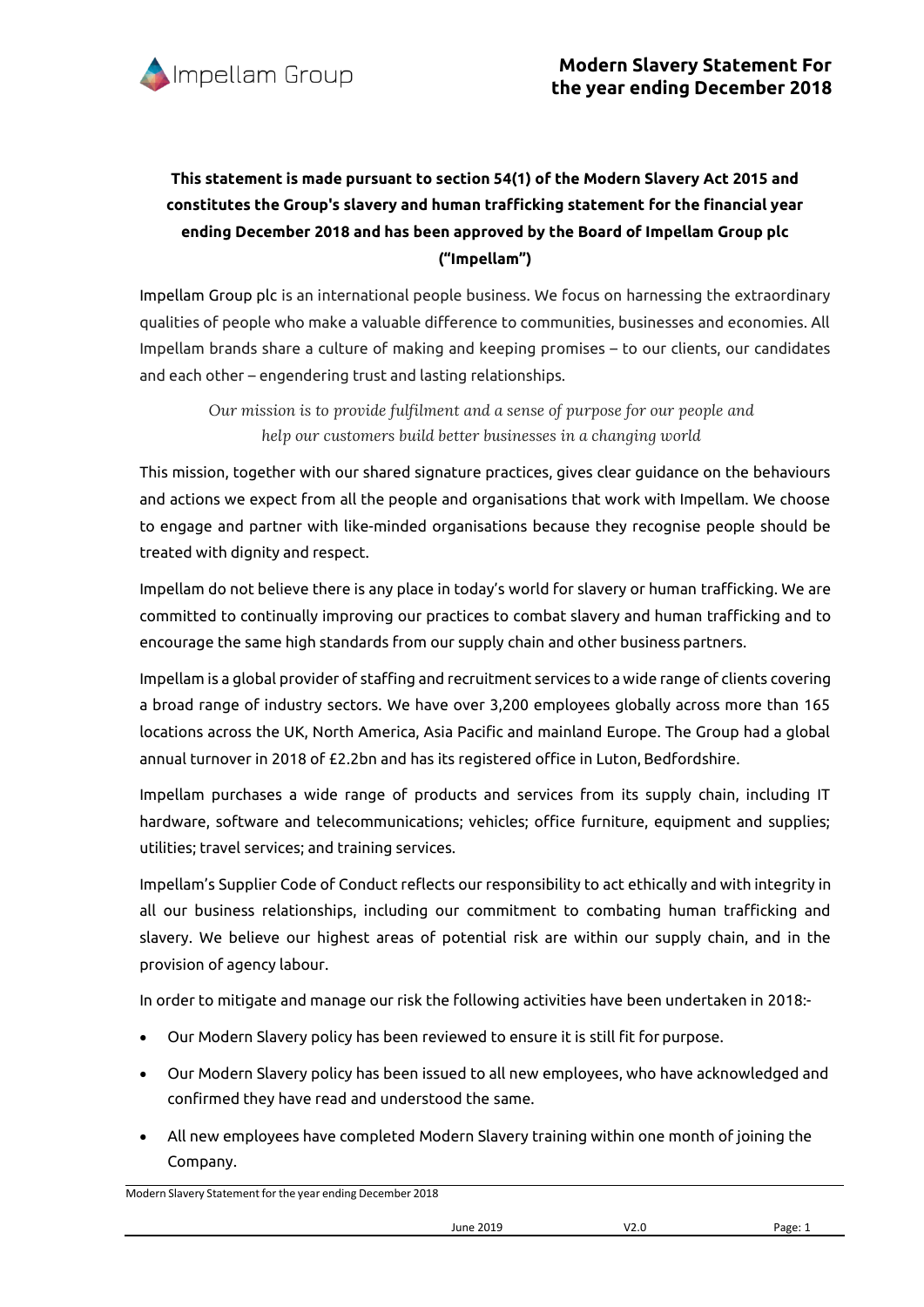# Modern Slavery Statement For the year ending December 2018

**This statement is made pursuant to section 54(1) of the Modern Slavery Act 2015 and constitutes the Group's slavery and human trafficking statement for the financial year ending December 2018 and has been approved by the Board of Impellam Group plc ("Impellam")**

Impellam Group plc is an international people business. We focus on harnessing the extraordinary qualities of people who make a valuable difference to communities, businesses and economies. All Impellam brands share a culture of making and keeping promises – to our clients, our candidates and each other – engendering trust and lasting relationships.

*Our mission is to provide fulfilment and a sense of purpose for our people and help our customers build better businesses in a changing world*

This mission, together with our shared signature practices, gives clear guidance on the behaviours and actions we expect from all the people and organisations that work with Impellam. We choose to engage and partner with like-minded organisations because they recognise people should be treated with dignity and respect.

Impellam do not believe there is any place in today's world for slavery or human trafficking. We are committed to continually improving our practices to combat slavery and human trafficking and to encourage the same high standards from our supply chain and other business partners.

Impellam is a global provider of staffing and recruitment services to a wide range of clients covering a broad range of industry sectors. We have over 3,200 employees globally across more than 165 locations across the UK, North America, Asia Pacific and mainland Europe. The Group had a global annual turnover in 2018 of £2.2bn and has its registered office in Luton, Bedfordshire.

Impellam purchases a wide range of products and services from its supply chain, including IT hardware, software and telecommunications; vehicles; office furniture, equipment and supplies; utilities; travel services; and training services.

Impellam's Supplier Code of Conduct reflects our responsibility to act ethically and with integrity in all our business relationships, including our commitment to combating human trafficking and slavery. We believe our highest areas of potential risk are within our supply chain, and in the provision of agency labour.

In order to mitigate and manage our risk the following activities have been undertaken in 2018:-

- Our Modern Slavery policy has been reviewed to ensure it is still fit for purpose.
- Our Modern Slavery policy has been issued to all new employees, who have acknowledged and confirmed they have read and understood the same.
- All new employees have completed Modern Slavery training within one month of joining the Company.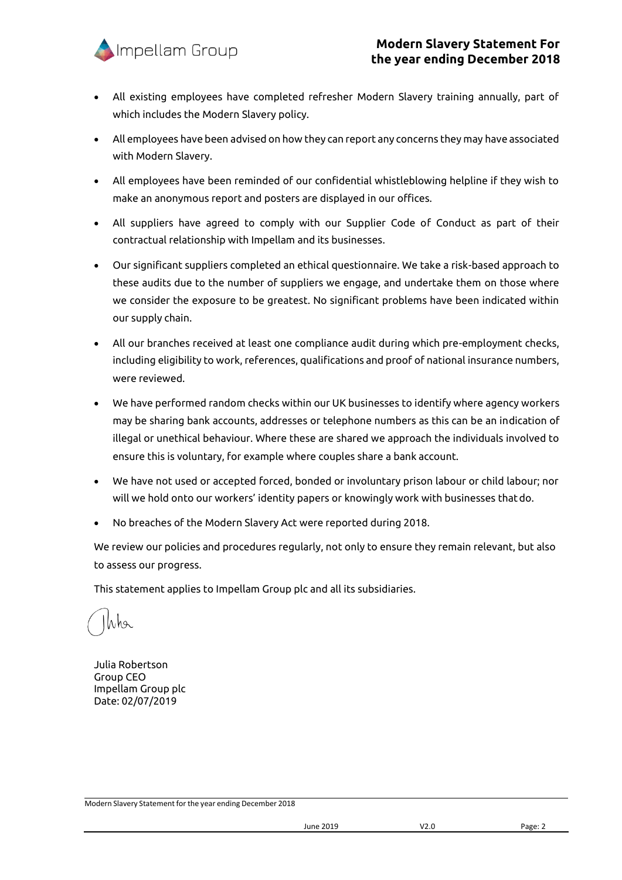- All existing employees have completed refresher Modern Slavery training annually, part of which includes the Modern Slavery policy.
- All employees have been advised on how they can report any concerns they may have associated with Modern Slavery.
- All employees have been reminded of our confidential whistleblowing helpline if they wish to make an anonymous report and posters are displayed in our offices.
- All suppliers have agreed to comply with our Supplier Code of Conduct as part of their contractual relationship with Impellam and its businesses.
- Our significant suppliers completed an ethical questionnaire. We take a risk-based approach to these audits due to the number of suppliers we engage, and undertake them on those where we consider the exposure to be greatest. No significant problems have been indicated within our supply chain.
- All our branches received at least one compliance audit during which pre-employment checks, including eligibility to work, references, qualifications and proof of national insurance numbers, were reviewed.
- We have performed random checks within our UK businesses to identify where agency workers may be sharing bank accounts, addresses or telephone numbers as this can be an indication of illegal or unethical behaviour. Where these are shared we approach the individuals involved to ensure this is voluntary, for example where couples share a bank account.
- We have not used or accepted forced, bonded or involuntary prison labour or child labour; nor will we hold onto our workers' identity papers or knowingly work with businesses that do.
- No breaches of the Modern Slavery Act were reported during 2018.

We review our policies and procedures regularly, not only to ensure they remain relevant, but also to assess our progress.

This statement applies to Impellam Group plc and all its subsidiaries.

Julia Robertson
Group CEO
Impellam Group plc
Date: 02/07/2019